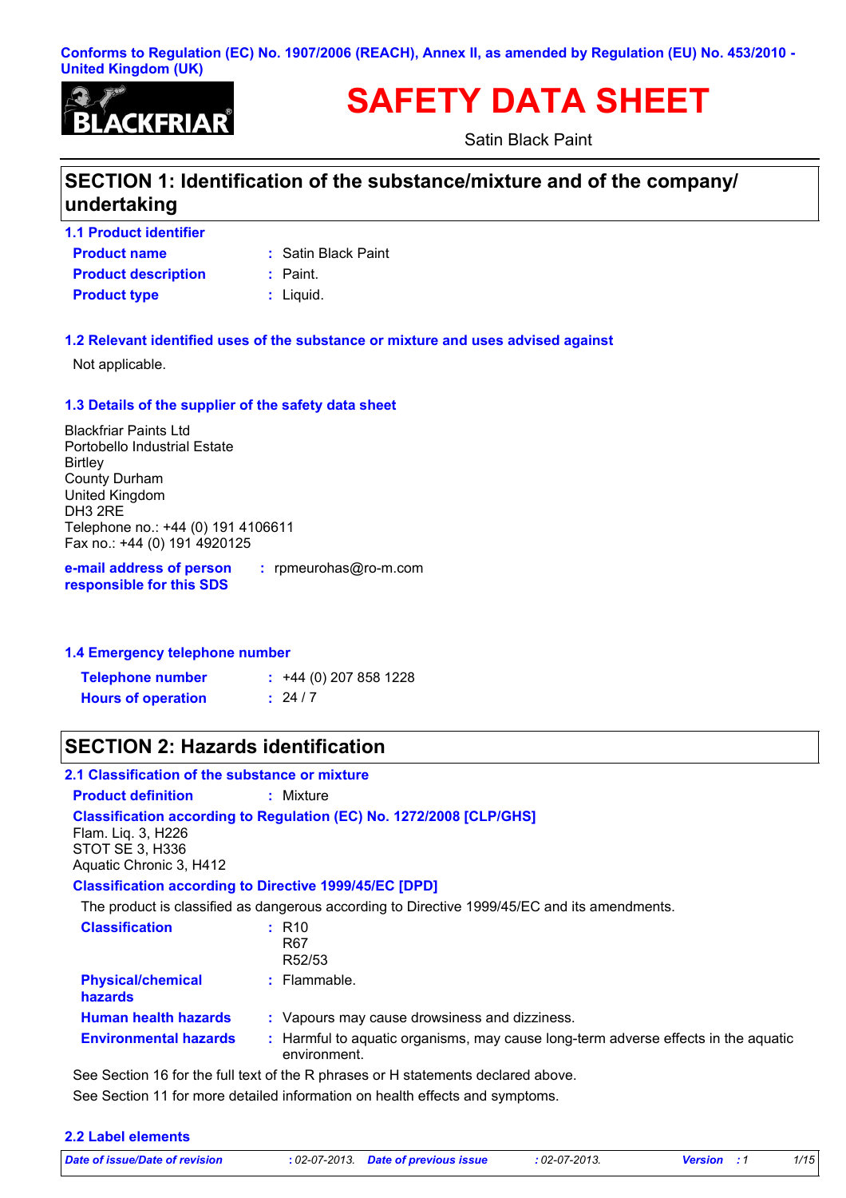Conforms to Regulation (EC) No. 1907/2006 (REACH), Annex II, as amended by Regulation (EU) No. 453/2010 - United Kingdom (UK)

BLACKFRIAR

# SAFETY DATA SHEET

Satin Black Paint

## SECTION 1: Identification of the substance/mixture and of the company/ undertaking

### 1.1 Product identifier

**Product name** : Satin Black Paint

**Product description** : Paint.

**Product type** : Liquid.

### 1.2 Relevant identified uses of the substance or mixture and uses advised against

Not applicable.

### 1.3 Details of the supplier of the safety data sheet

Blackfriar Paints Ltd
Portobello Industrial Estate
Birtley
County Durham
United Kingdom
DH3 2RE
Telephone no.: +44 (0) 191 4106611
Fax no.: +44 (0) 191 4920125

**e-mail address of person responsible for this SDS** : rpmeurohas@ro-m.com

### 1.4 Emergency telephone number

**Telephone number** : +44 (0) 207 858 1228

**Hours of operation** : 24 / 7

## SECTION 2: Hazards identification

### 2.1 Classification of the substance or mixture

**Product definition** : Mixture

**Classification according to Regulation (EC) No. 1272/2008 [CLP/GHS]**

Flam. Liq. 3, H226
STOT SE 3, H336
Aquatic Chronic 3, H412

**Classification according to Directive 1999/45/EC [DPD]**

The product is classified as dangerous according to Directive 1999/45/EC and its amendments.

**Classification** : R10
R67
R52/53

**Physical/chemical hazards** : Flammable.

**Human health hazards** : Vapours may cause drowsiness and dizziness.

**Environmental hazards** : Harmful to aquatic organisms, may cause long-term adverse effects in the aquatic environment.

See Section 16 for the full text of the R phrases or H statements declared above.

See Section 11 for more detailed information on health effects and symptoms.

### 2.2 Label elements

*Date of issue/Date of revision* : 02-07-2013. *Date of previous issue* : 02-07-2013. *Version* : 1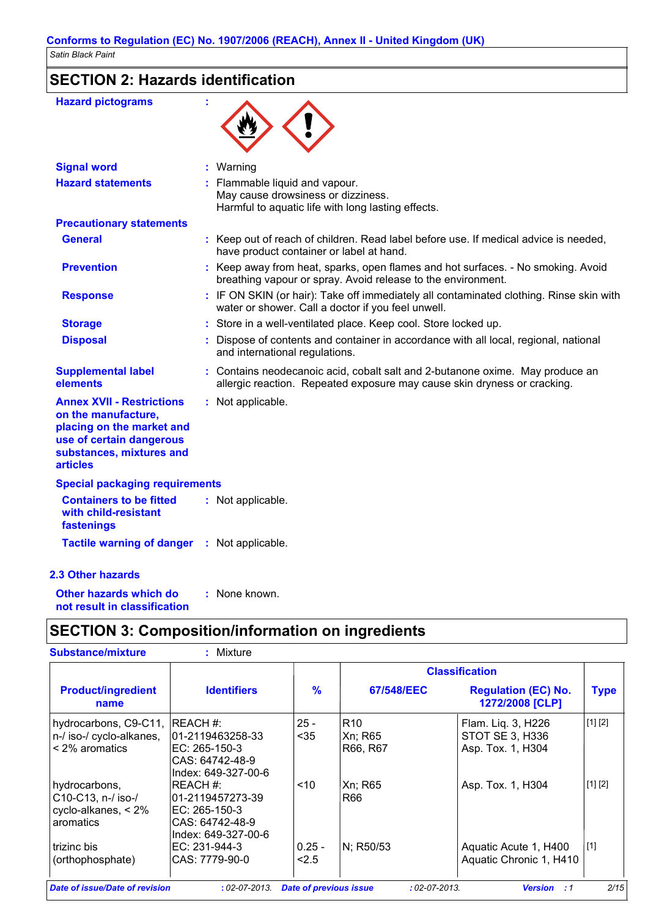## SECTION 2: Hazards identification

**Hazard pictograms** :

**Signal word** : Warning

**Hazard statements** : Flammable liquid and vapour.
May cause drowsiness or dizziness.
Harmful to aquatic life with long lasting effects.

**Precautionary statements**

**General** : Keep out of reach of children. Read label before use. If medical advice is needed, have product container or label at hand.

**Prevention** : Keep away from heat, sparks, open flames and hot surfaces. - No smoking. Avoid breathing vapour or spray. Avoid release to the environment.

**Response** : IF ON SKIN (or hair): Take off immediately all contaminated clothing. Rinse skin with water or shower. Call a doctor if you feel unwell.

**Storage** : Store in a well-ventilated place. Keep cool. Store locked up.

**Disposal** : Dispose of contents and container in accordance with all local, regional, national and international regulations.

**Supplemental label elements** : Contains neodecanoic acid, cobalt salt and 2-butanone oxime. May produce an allergic reaction. Repeated exposure may cause skin dryness or cracking.

**Annex XVII - Restrictions on the manufacture, placing on the market and use of certain dangerous substances, mixtures and articles** : Not applicable.

**Special packaging requirements**

**Containers to be fitted with child-resistant fastenings** : Not applicable.

**Tactile warning of danger** : Not applicable.

### 2.3 Other hazards

**Other hazards which do not result in classification** : None known.

## SECTION 3: Composition/information on ingredients

**Substance/mixture** : Mixture

| Product/ingredient name | Identifiers | % | Classification | | Type |
|---|---|---|---|---|---|
| | | | 67/548/EEC | Regulation (EC) No. 1272/2008 [CLP] | |
| hydrocarbons, C9-C11, n-/ iso-/ cyclo-alkanes, < 2% aromatics | REACH #: 01-2119463258-33<br>EC: 265-150-3<br>CAS: 64742-48-9<br>Index: 649-327-00-6 | 25 - <35 | R10<br>Xn; R65<br>R66, R67 | Flam. Liq. 3, H226<br>STOT SE 3, H336<br>Asp. Tox. 1, H304 | [1] [2] |
| hydrocarbons, C10-C13, n-/ iso-/ cyclo-alkanes, < 2% aromatics | REACH #: 01-2119457273-39<br>EC: 265-150-3<br>CAS: 64742-48-9<br>Index: 649-327-00-6 | <10 | Xn; R65<br>R66 | Asp. Tox. 1, H304 | [1] [2] |
| trizinc bis (orthophosphate) | EC: 231-944-3<br>CAS: 7779-90-0 | 0.25 - <2.5 | N; R50/53 | Aquatic Acute 1, H400<br>Aquatic Chronic 1, H410 | [1] |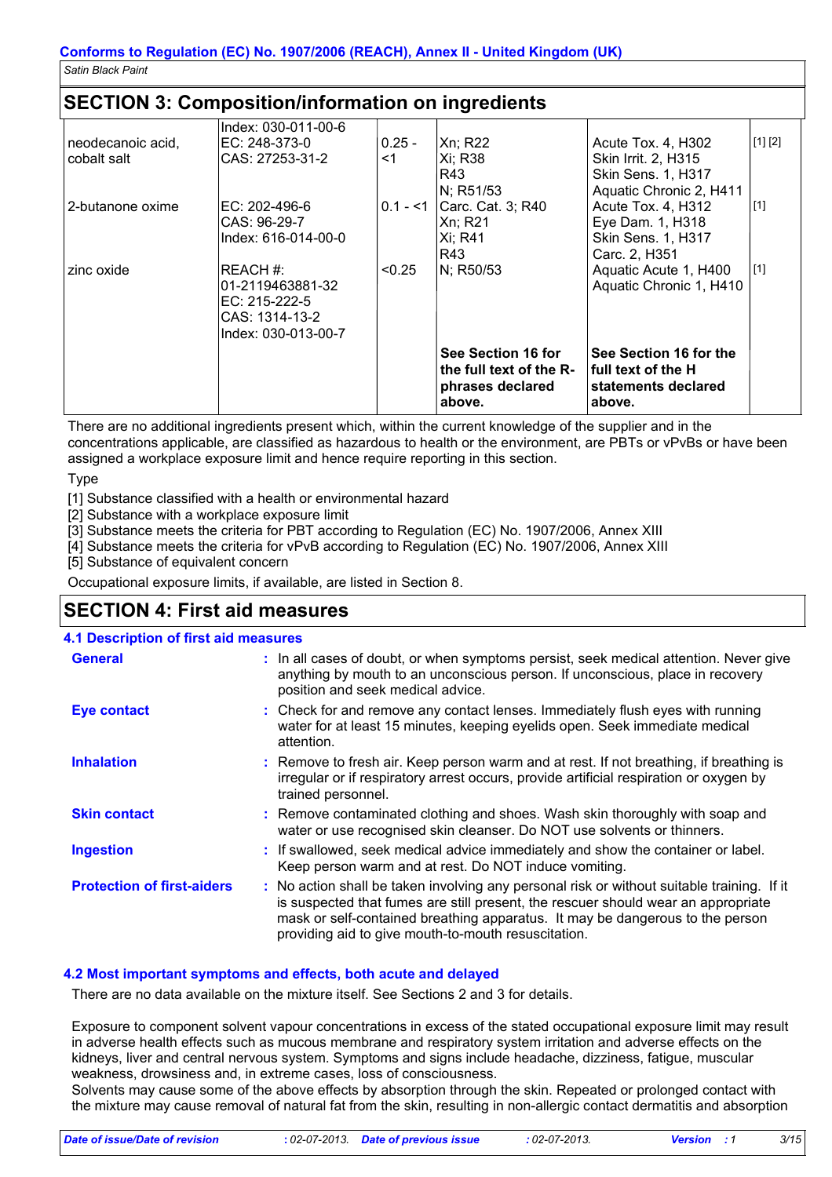## SECTION 3: Composition/information on ingredients

| | | | | | |
|---|---|---|---|---|---|
| neodecanoic acid, cobalt salt | Index: 030-011-00-6<br>EC: 248-373-0<br>CAS: 27253-31-2 | 0.25 - <1 | Xn; R22<br>Xi; R38<br>R43<br>N; R51/53 | Acute Tox. 4, H302<br>Skin Irrit. 2, H315<br>Skin Sens. 1, H317<br>Aquatic Chronic 2, H411 | [1] [2] |
| 2-butanone oxime | EC: 202-496-6<br>CAS: 96-29-7<br>Index: 616-014-00-0 | 0.1 - <1 | Carc. Cat. 3; R40<br>Xn; R21<br>Xi; R41<br>R43 | Acute Tox. 4, H312<br>Eye Dam. 1, H318<br>Skin Sens. 1, H317<br>Carc. 2, H351 | [1] |
| zinc oxide | REACH #: 01-2119463881-32<br>EC: 215-222-5<br>CAS: 1314-13-2<br>Index: 030-013-00-7 | <0.25 | N; R50/53 | Aquatic Acute 1, H400<br>Aquatic Chronic 1, H410 | [1] |
| | | | **See Section 16 for the full text of the R-phrases declared above.** | **See Section 16 for the full text of the H statements declared above.** | |

There are no additional ingredients present which, within the current knowledge of the supplier and in the concentrations applicable, are classified as hazardous to health or the environment, are PBTs or vPvBs or have been assigned a workplace exposure limit and hence require reporting in this section.

Type

[1] Substance classified with a health or environmental hazard
[2] Substance with a workplace exposure limit
[3] Substance meets the criteria for PBT according to Regulation (EC) No. 1907/2006, Annex XIII
[4] Substance meets the criteria for vPvB according to Regulation (EC) No. 1907/2006, Annex XIII
[5] Substance of equivalent concern

Occupational exposure limits, if available, are listed in Section 8.

## SECTION 4: First aid measures

### 4.1 Description of first aid measures

**General** : In all cases of doubt, or when symptoms persist, seek medical attention. Never give anything by mouth to an unconscious person. If unconscious, place in recovery position and seek medical advice.

**Eye contact** : Check for and remove any contact lenses. Immediately flush eyes with running water for at least 15 minutes, keeping eyelids open. Seek immediate medical attention.

**Inhalation** : Remove to fresh air. Keep person warm and at rest. If not breathing, if breathing is irregular or if respiratory arrest occurs, provide artificial respiration or oxygen by trained personnel.

**Skin contact** : Remove contaminated clothing and shoes. Wash skin thoroughly with soap and water or use recognised skin cleanser. Do NOT use solvents or thinners.

**Ingestion** : If swallowed, seek medical advice immediately and show the container or label. Keep person warm and at rest. Do NOT induce vomiting.

**Protection of first-aiders** : No action shall be taken involving any personal risk or without suitable training. If it is suspected that fumes are still present, the rescuer should wear an appropriate mask or self-contained breathing apparatus. It may be dangerous to the person providing aid to give mouth-to-mouth resuscitation.

### 4.2 Most important symptoms and effects, both acute and delayed

There are no data available on the mixture itself. See Sections 2 and 3 for details.

Exposure to component solvent vapour concentrations in excess of the stated occupational exposure limit may result in adverse health effects such as mucous membrane and respiratory system irritation and adverse effects on the kidneys, liver and central nervous system. Symptoms and signs include headache, dizziness, fatigue, muscular weakness, drowsiness and, in extreme cases, loss of consciousness.
Solvents may cause some of the above effects by absorption through the skin. Repeated or prolonged contact with the mixture may cause removal of natural fat from the skin, resulting in non-allergic contact dermatitis and absorption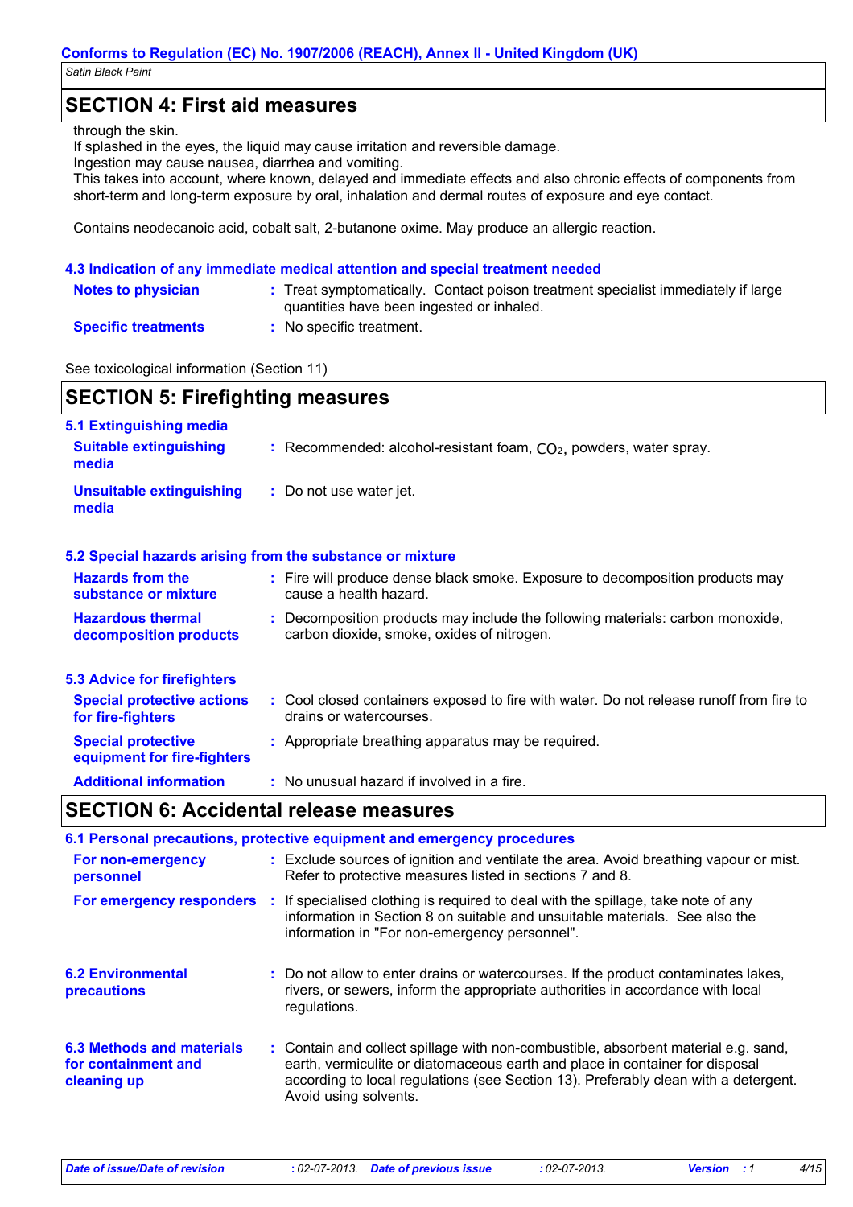## SECTION 4: First aid measures

through the skin.
If splashed in the eyes, the liquid may cause irritation and reversible damage.
Ingestion may cause nausea, diarrhea and vomiting.
This takes into account, where known, delayed and immediate effects and also chronic effects of components from short-term and long-term exposure by oral, inhalation and dermal routes of exposure and eye contact.

Contains neodecanoic acid, cobalt salt, 2-butanone oxime. May produce an allergic reaction.

### 4.3 Indication of any immediate medical attention and special treatment needed

**Notes to physician** : Treat symptomatically. Contact poison treatment specialist immediately if large quantities have been ingested or inhaled.

**Specific treatments** : No specific treatment.

See toxicological information (Section 11)

## SECTION 5: Firefighting measures

### 5.1 Extinguishing media

**Suitable extinguishing media** : Recommended: alcohol-resistant foam, $CO_2$, powders, water spray.

**Unsuitable extinguishing media** : Do not use water jet.

### 5.2 Special hazards arising from the substance or mixture

**Hazards from the substance or mixture** : Fire will produce dense black smoke. Exposure to decomposition products may cause a health hazard.

**Hazardous thermal decomposition products** : Decomposition products may include the following materials: carbon monoxide, carbon dioxide, smoke, oxides of nitrogen.

### 5.3 Advice for firefighters

**Special protective actions for fire-fighters** : Cool closed containers exposed to fire with water. Do not release runoff from fire to drains or watercourses.

**Special protective equipment for fire-fighters** : Appropriate breathing apparatus may be required.

**Additional information** : No unusual hazard if involved in a fire.

## SECTION 6: Accidental release measures

### 6.1 Personal precautions, protective equipment and emergency procedures

**For non-emergency personnel** : Exclude sources of ignition and ventilate the area. Avoid breathing vapour or mist. Refer to protective measures listed in sections 7 and 8.

**For emergency responders** : If specialised clothing is required to deal with the spillage, take note of any information in Section 8 on suitable and unsuitable materials. See also the information in "For non-emergency personnel".

### 6.2 Environmental precautions

: Do not allow to enter drains or watercourses. If the product contaminates lakes, rivers, or sewers, inform the appropriate authorities in accordance with local regulations.

### 6.3 Methods and materials for containment and cleaning up

: Contain and collect spillage with non-combustible, absorbent material e.g. sand, earth, vermiculite or diatomaceous earth and place in container for disposal according to local regulations (see Section 13). Preferably clean with a detergent. Avoid using solvents.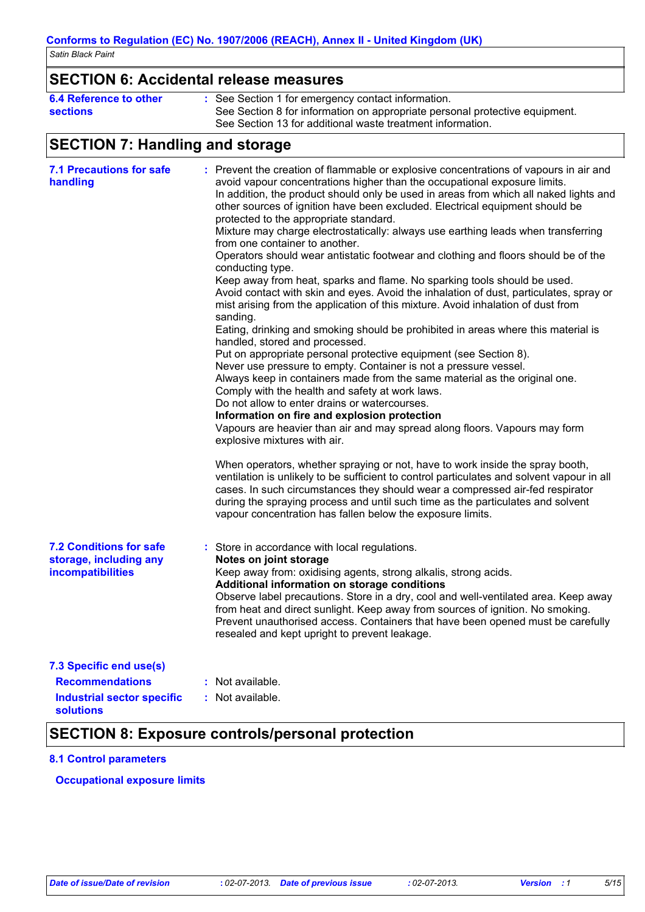## SECTION 6: Accidental release measures

**6.4 Reference to other sections** : See Section 1 for emergency contact information.
See Section 8 for information on appropriate personal protective equipment.
See Section 13 for additional waste treatment information.

## SECTION 7: Handling and storage

**7.1 Precautions for safe handling** : Prevent the creation of flammable or explosive concentrations of vapours in air and avoid vapour concentrations higher than the occupational exposure limits.
In addition, the product should only be used in areas from which all naked lights and other sources of ignition have been excluded. Electrical equipment should be protected to the appropriate standard.
Mixture may charge electrostatically: always use earthing leads when transferring from one container to another.
Operators should wear antistatic footwear and clothing and floors should be of the conducting type.
Keep away from heat, sparks and flame. No sparking tools should be used.
Avoid contact with skin and eyes. Avoid the inhalation of dust, particulates, spray or mist arising from the application of this mixture. Avoid inhalation of dust from sanding.
Eating, drinking and smoking should be prohibited in areas where this material is handled, stored and processed.
Put on appropriate personal protective equipment (see Section 8).
Never use pressure to empty. Container is not a pressure vessel.
Always keep in containers made from the same material as the original one.
Comply with the health and safety at work laws.
Do not allow to enter drains or watercourses.
**Information on fire and explosion protection**
Vapours are heavier than air and may spread along floors. Vapours may form explosive mixtures with air.

When operators, whether spraying or not, have to work inside the spray booth, ventilation is unlikely to be sufficient to control particulates and solvent vapour in all cases. In such circumstances they should wear a compressed air-fed respirator during the spraying process and until such time as the particulates and solvent vapour concentration has fallen below the exposure limits.

**7.2 Conditions for safe storage, including any incompatibilities** : Store in accordance with local regulations.
**Notes on joint storage**
Keep away from: oxidising agents, strong alkalis, strong acids.
**Additional information on storage conditions**
Observe label precautions. Store in a dry, cool and well-ventilated area. Keep away from heat and direct sunlight. Keep away from sources of ignition. No smoking.
Prevent unauthorised access. Containers that have been opened must be carefully resealed and kept upright to prevent leakage.

**7.3 Specific end use(s)**

**Recommendations** : Not available.

**Industrial sector specific solutions** : Not available.

## SECTION 8: Exposure controls/personal protection

**8.1 Control parameters**

**Occupational exposure limits**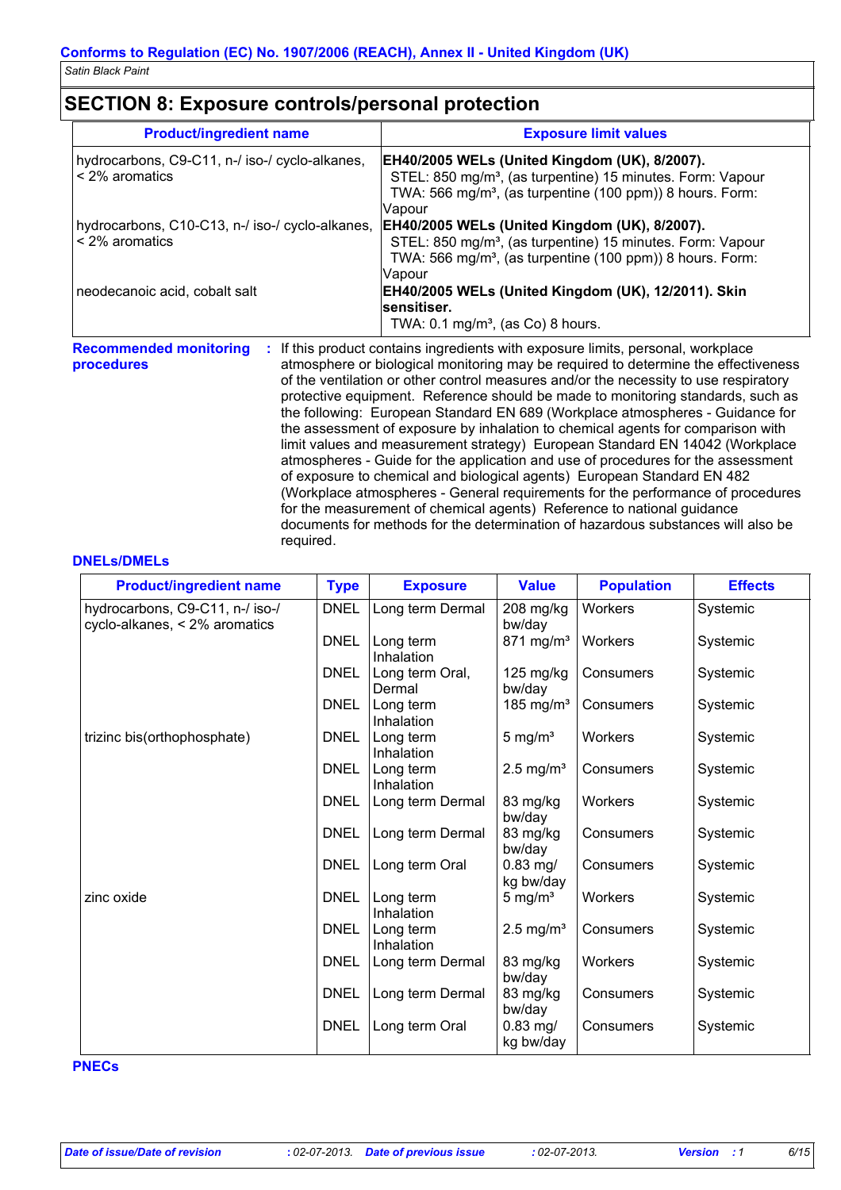## SECTION 8: Exposure controls/personal protection

| Product/ingredient name | Exposure limit values |
|---|---|
| hydrocarbons, C9-C11, n-/ iso-/ cyclo-alkanes, < 2% aromatics | **EH40/2005 WELs (United Kingdom (UK), 8/2007).** STEL: 850 mg/m³, (as turpentine) 15 minutes. Form: Vapour TWA: 566 mg/m³, (as turpentine (100 ppm)) 8 hours. Form: Vapour |
| hydrocarbons, C10-C13, n-/ iso-/ cyclo-alkanes, < 2% aromatics | **EH40/2005 WELs (United Kingdom (UK), 8/2007).** STEL: 850 mg/m³, (as turpentine) 15 minutes. Form: Vapour TWA: 566 mg/m³, (as turpentine (100 ppm)) 8 hours. Form: Vapour |
| neodecanoic acid, cobalt salt | **EH40/2005 WELs (United Kingdom (UK), 12/2011). Skin sensitiser.** TWA: 0.1 mg/m³, (as Co) 8 hours. |

**Recommended monitoring procedures** : If this product contains ingredients with exposure limits, personal, workplace atmosphere or biological monitoring may be required to determine the effectiveness of the ventilation or other control measures and/or the necessity to use respiratory protective equipment. Reference should be made to monitoring standards, such as the following: European Standard EN 689 (Workplace atmospheres - Guidance for the assessment of exposure by inhalation to chemical agents for comparison with limit values and measurement strategy) European Standard EN 14042 (Workplace atmospheres - Guide for the application and use of procedures for the assessment of exposure to chemical and biological agents) European Standard EN 482 (Workplace atmospheres - General requirements for the performance of procedures for the measurement of chemical agents) Reference to national guidance documents for methods for the determination of hazardous substances will also be required.

**DNELs/DMELs**

| Product/ingredient name | Type | Exposure | Value | Population | Effects |
|---|---|---|---|---|---|
| hydrocarbons, C9-C11, n-/ iso-/ cyclo-alkanes, < 2% aromatics | DNEL | Long term Dermal | 208 mg/kg bw/day | Workers | Systemic |
| | DNEL | Long term Inhalation | 871 mg/m³ | Workers | Systemic |
| | DNEL | Long term Oral, Dermal | 125 mg/kg bw/day | Consumers | Systemic |
| | DNEL | Long term Inhalation | 185 mg/m³ | Consumers | Systemic |
| trizinc bis(orthophosphate) | DNEL | Long term Inhalation | 5 mg/m³ | Workers | Systemic |
| | DNEL | Long term Inhalation | 2.5 mg/m³ | Consumers | Systemic |
| | DNEL | Long term Dermal | 83 mg/kg bw/day | Workers | Systemic |
| | DNEL | Long term Dermal | 83 mg/kg bw/day | Consumers | Systemic |
| | DNEL | Long term Oral | 0.83 mg/kg bw/day | Consumers | Systemic |
| zinc oxide | DNEL | Long term Inhalation | 5 mg/m³ | Workers | Systemic |
| | DNEL | Long term Inhalation | 2.5 mg/m³ | Consumers | Systemic |
| | DNEL | Long term Dermal | 83 mg/kg bw/day | Workers | Systemic |
| | DNEL | Long term Dermal | 83 mg/kg bw/day | Consumers | Systemic |
| | DNEL | Long term Oral | 0.83 mg/kg bw/day | Consumers | Systemic |

**PNECs**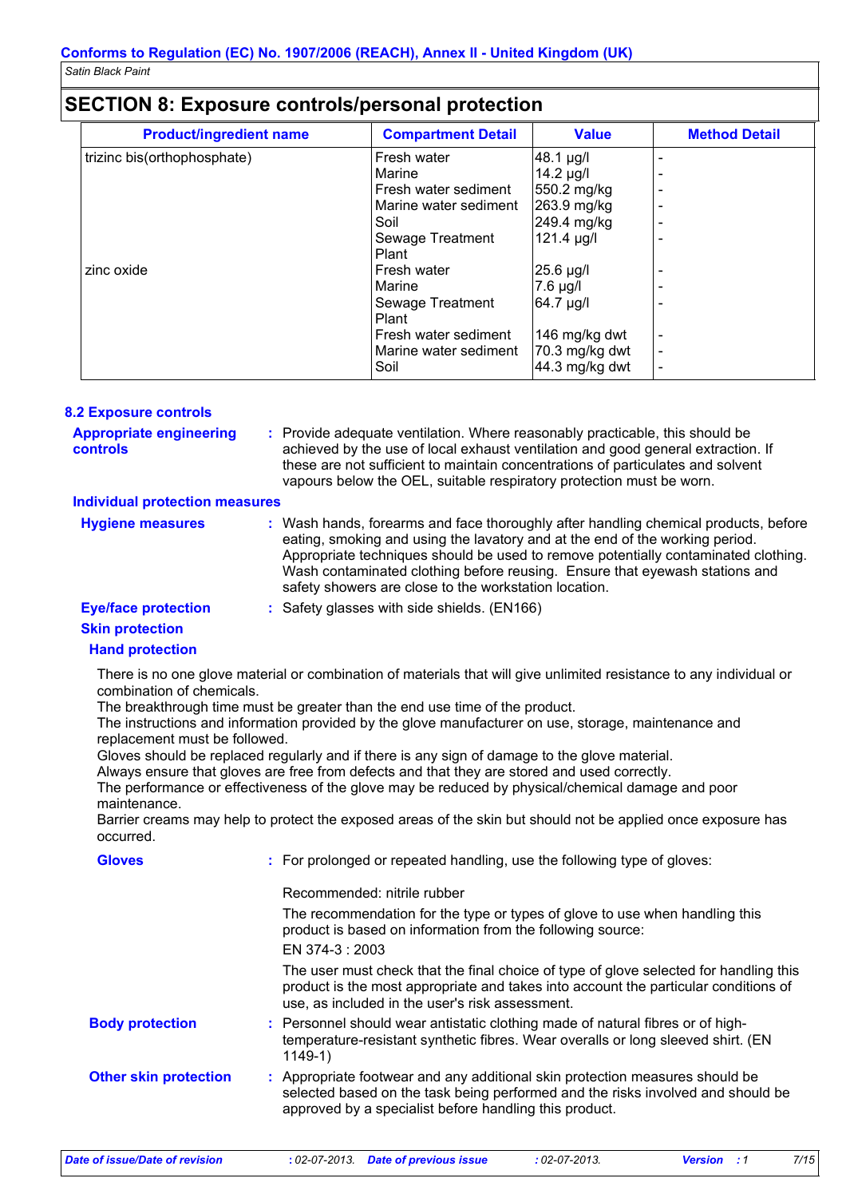## SECTION 8: Exposure controls/personal protection

| Product/ingredient name | Compartment Detail | Value | Method Detail |
| --- | --- | --- | --- |
| trizinc bis(orthophosphate) | Fresh water | 48.1 µg/l | - |
| | Marine | 14.2 µg/l | - |
| | Fresh water sediment | 550.2 mg/kg | - |
| | Marine water sediment | 263.9 mg/kg | - |
| | Soil | 249.4 mg/kg | - |
| | Sewage Treatment Plant | 121.4 µg/l | - |
| zinc oxide | Fresh water | 25.6 µg/l | - |
| | Marine | 7.6 µg/l | - |
| | Sewage Treatment Plant | 64.7 µg/l | - |
| | Fresh water sediment | 146 mg/kg dwt | - |
| | Marine water sediment | 70.3 mg/kg dwt | - |
| | Soil | 44.3 mg/kg dwt | - |

### 8.2 Exposure controls

**Appropriate engineering controls** : Provide adequate ventilation. Where reasonably practicable, this should be achieved by the use of local exhaust ventilation and good general extraction. If these are not sufficient to maintain concentrations of particulates and solvent vapours below the OEL, suitable respiratory protection must be worn.

**Individual protection measures**

**Hygiene measures** : Wash hands, forearms and face thoroughly after handling chemical products, before eating, smoking and using the lavatory and at the end of the working period. Appropriate techniques should be used to remove potentially contaminated clothing. Wash contaminated clothing before reusing. Ensure that eyewash stations and safety showers are close to the workstation location.

**Eye/face protection** : Safety glasses with side shields. (EN166)

**Skin protection**

**Hand protection**

There is no one glove material or combination of materials that will give unlimited resistance to any individual or combination of chemicals.
The breakthrough time must be greater than the end use time of the product.
The instructions and information provided by the glove manufacturer on use, storage, maintenance and replacement must be followed.
Gloves should be replaced regularly and if there is any sign of damage to the glove material.
Always ensure that gloves are free from defects and that they are stored and used correctly.
The performance or effectiveness of the glove may be reduced by physical/chemical damage and poor maintenance.
Barrier creams may help to protect the exposed areas of the skin but should not be applied once exposure has occurred.

**Gloves** : For prolonged or repeated handling, use the following type of gloves:

Recommended: nitrile rubber

The recommendation for the type or types of glove to use when handling this product is based on information from the following source:

EN 374-3 : 2003

The user must check that the final choice of type of glove selected for handling this product is the most appropriate and takes into account the particular conditions of use, as included in the user's risk assessment.

**Body protection** : Personnel should wear antistatic clothing made of natural fibres or of high-temperature-resistant synthetic fibres. Wear overalls or long sleeved shirt. (EN 1149-1)

**Other skin protection** : Appropriate footwear and any additional skin protection measures should be selected based on the task being performed and the risks involved and should be approved by a specialist before handling this product.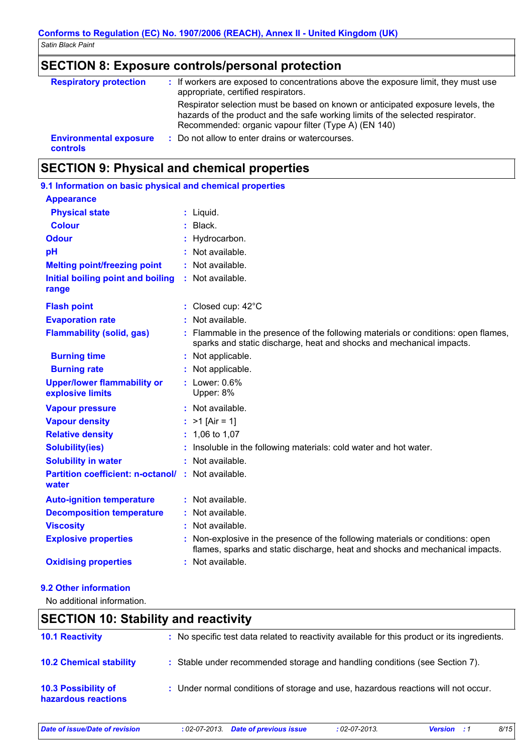## SECTION 8: Exposure controls/personal protection

| | |
|---|---|
| **Respiratory protection** | : If workers are exposed to concentrations above the exposure limit, they must use appropriate, certified respirators.<br>Respirator selection must be based on known or anticipated exposure levels, the hazards of the product and the safe working limits of the selected respirator. Recommended: organic vapour filter (Type A) (EN 140) |
| **Environmental exposure controls** | : Do not allow to enter drains or watercourses. |

## SECTION 9: Physical and chemical properties

### 9.1 Information on basic physical and chemical properties

| | |
|---|---|
| **Appearance** | |
| **Physical state** | : Liquid. |
| **Colour** | : Black. |
| **Odour** | : Hydrocarbon. |
| **pH** | : Not available. |
| **Melting point/freezing point** | : Not available. |
| **Initial boiling point and boiling range** | : Not available. |
| **Flash point** | : Closed cup: 42°C |
| **Evaporation rate** | : Not available. |
| **Flammability (solid, gas)** | : Flammable in the presence of the following materials or conditions: open flames, sparks and static discharge, heat and shocks and mechanical impacts. |
| **Burning time** | : Not applicable. |
| **Burning rate** | : Not applicable. |
| **Upper/lower flammability or explosive limits** | : Lower: 0.6%<br>Upper: 8% |
| **Vapour pressure** | : Not available. |
| **Vapour density** | : >1 [Air = 1] |
| **Relative density** | : 1,06 to 1,07 |
| **Solubility(ies)** | : Insoluble in the following materials: cold water and hot water. |
| **Solubility in water** | : Not available. |
| **Partition coefficient: n-octanol/ water** | : Not available. |
| **Auto-ignition temperature** | : Not available. |
| **Decomposition temperature** | : Not available. |
| **Viscosity** | : Not available. |
| **Explosive properties** | : Non-explosive in the presence of the following materials or conditions: open flames, sparks and static discharge, heat and shocks and mechanical impacts. |
| **Oxidising properties** | : Not available. |

### 9.2 Other information

No additional information.

## SECTION 10: Stability and reactivity

| | |
|---|---|
| **10.1 Reactivity** | : No specific test data related to reactivity available for this product or its ingredients. |
| **10.2 Chemical stability** | : Stable under recommended storage and handling conditions (see Section 7). |
| **10.3 Possibility of hazardous reactions** | : Under normal conditions of storage and use, hazardous reactions will not occur. |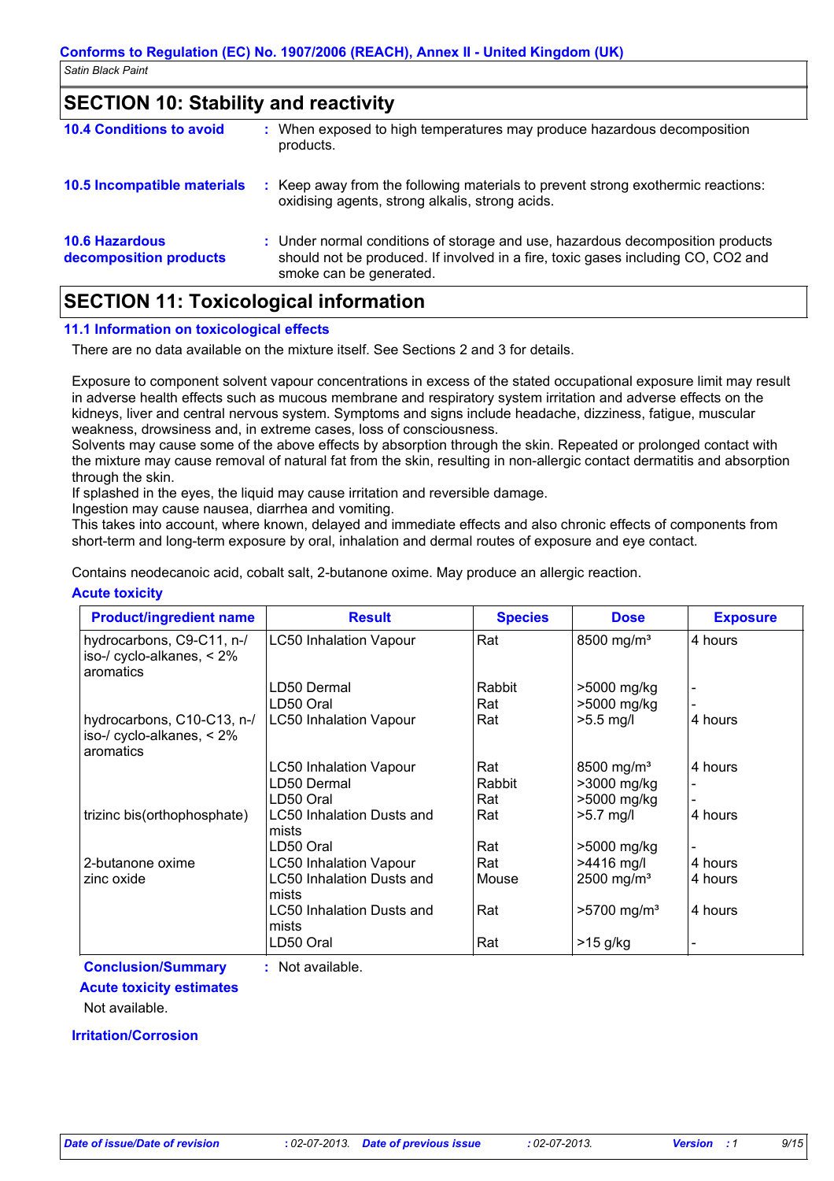## SECTION 10: Stability and reactivity

**10.4 Conditions to avoid** : When exposed to high temperatures may produce hazardous decomposition products.

**10.5 Incompatible materials** : Keep away from the following materials to prevent strong exothermic reactions: oxidising agents, strong alkalis, strong acids.

**10.6 Hazardous decomposition products** : Under normal conditions of storage and use, hazardous decomposition products should not be produced. If involved in a fire, toxic gases including CO, CO2 and smoke can be generated.

## SECTION 11: Toxicological information

### 11.1 Information on toxicological effects

There are no data available on the mixture itself. See Sections 2 and 3 for details.

Exposure to component solvent vapour concentrations in excess of the stated occupational exposure limit may result in adverse health effects such as mucous membrane and respiratory system irritation and adverse effects on the kidneys, liver and central nervous system. Symptoms and signs include headache, dizziness, fatigue, muscular weakness, drowsiness and, in extreme cases, loss of consciousness.
Solvents may cause some of the above effects by absorption through the skin. Repeated or prolonged contact with the mixture may cause removal of natural fat from the skin, resulting in non-allergic contact dermatitis and absorption through the skin.
If splashed in the eyes, the liquid may cause irritation and reversible damage.
Ingestion may cause nausea, diarrhea and vomiting.
This takes into account, where known, delayed and immediate effects and also chronic effects of components from short-term and long-term exposure by oral, inhalation and dermal routes of exposure and eye contact.

Contains neodecanoic acid, cobalt salt, 2-butanone oxime. May produce an allergic reaction.

**Acute toxicity**

| Product/ingredient name | Result | Species | Dose | Exposure |
|---|---|---|---|---|
| hydrocarbons, C9-C11, n-/ iso-/ cyclo-alkanes, < 2% aromatics | LC50 Inhalation Vapour | Rat | 8500 mg/m³ | 4 hours |
| | LD50 Dermal | Rabbit | >5000 mg/kg | - |
| | LD50 Oral | Rat | >5000 mg/kg | - |
| hydrocarbons, C10-C13, n-/ iso-/ cyclo-alkanes, < 2% aromatics | LC50 Inhalation Vapour | Rat | >5.5 mg/l | 4 hours |
| | LC50 Inhalation Vapour | Rat | 8500 mg/m³ | 4 hours |
| | LD50 Dermal | Rabbit | >3000 mg/kg | - |
| | LD50 Oral | Rat | >5000 mg/kg | - |
| trizinc bis(orthophosphate) | LC50 Inhalation Dusts and mists | Rat | >5.7 mg/l | 4 hours |
| | LD50 Oral | Rat | >5000 mg/kg | - |
| 2-butanone oxime | LC50 Inhalation Vapour | Rat | >4416 mg/l | 4 hours |
| zinc oxide | LC50 Inhalation Dusts and mists | Mouse | 2500 mg/m³ | 4 hours |
| | LC50 Inhalation Dusts and mists | Rat | >5700 mg/m³ | 4 hours |
| | LD50 Oral | Rat | >15 g/kg | - |

**Conclusion/Summary** : Not available.

**Acute toxicity estimates**

Not available.

**Irritation/Corrosion**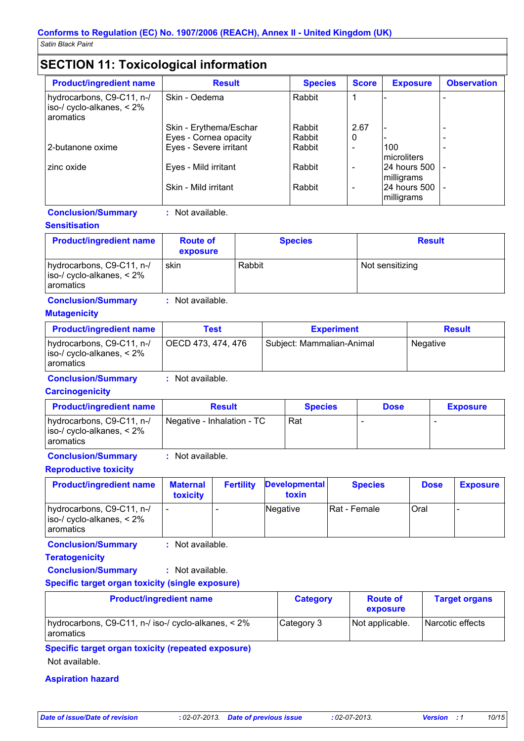## SECTION 11: Toxicological information

| Product/ingredient name | Result | Species | Score | Exposure | Observation |
|---|---|---|---|---|---|
| hydrocarbons, C9-C11, n-/ iso-/ cyclo-alkanes, < 2% aromatics | Skin - Oedema | Rabbit | 1 | - | - |
| | Skin - Erythema/Eschar | Rabbit | 2.67 | - | - |
| | Eyes - Cornea opacity | Rabbit | 0 | - | - |
| 2-butanone oxime | Eyes - Severe irritant | Rabbit | - | 100 microliters | - |
| zinc oxide | Eyes - Mild irritant | Rabbit | - | 24 hours 500 milligrams | - |
| | Skin - Mild irritant | Rabbit | - | 24 hours 500 milligrams | - |

**Conclusion/Summary** : Not available.

### Sensitisation

| Product/ingredient name | Route of exposure | Species | Result |
|---|---|---|---|
| hydrocarbons, C9-C11, n-/ iso-/ cyclo-alkanes, < 2% aromatics | skin | Rabbit | Not sensitizing |

**Conclusion/Summary** : Not available.

### Mutagenicity

| Product/ingredient name | Test | Experiment | Result |
|---|---|---|---|
| hydrocarbons, C9-C11, n-/ iso-/ cyclo-alkanes, < 2% aromatics | OECD 473, 474, 476 | Subject: Mammalian-Animal | Negative |

**Conclusion/Summary** : Not available.

### Carcinogenicity

| Product/ingredient name | Result | Species | Dose | Exposure |
|---|---|---|---|---|
| hydrocarbons, C9-C11, n-/ iso-/ cyclo-alkanes, < 2% aromatics | Negative - Inhalation - TC | Rat | - | - |

**Conclusion/Summary** : Not available.

### Reproductive toxicity

| Product/ingredient name | Maternal toxicity | Fertility | Developmental toxin | Species | Dose | Exposure |
|---|---|---|---|---|---|---|
| hydrocarbons, C9-C11, n-/ iso-/ cyclo-alkanes, < 2% aromatics | - | - | Negative | Rat - Female | Oral | - |

**Conclusion/Summary** : Not available.

### Teratogenicity

**Conclusion/Summary** : Not available.

### Specific target organ toxicity (single exposure)

| Product/ingredient name | Category | Route of exposure | Target organs |
|---|---|---|---|
| hydrocarbons, C9-C11, n-/ iso-/ cyclo-alkanes, < 2% aromatics | Category 3 | Not applicable. | Narcotic effects |

### Specific target organ toxicity (repeated exposure)

Not available.

### Aspiration hazard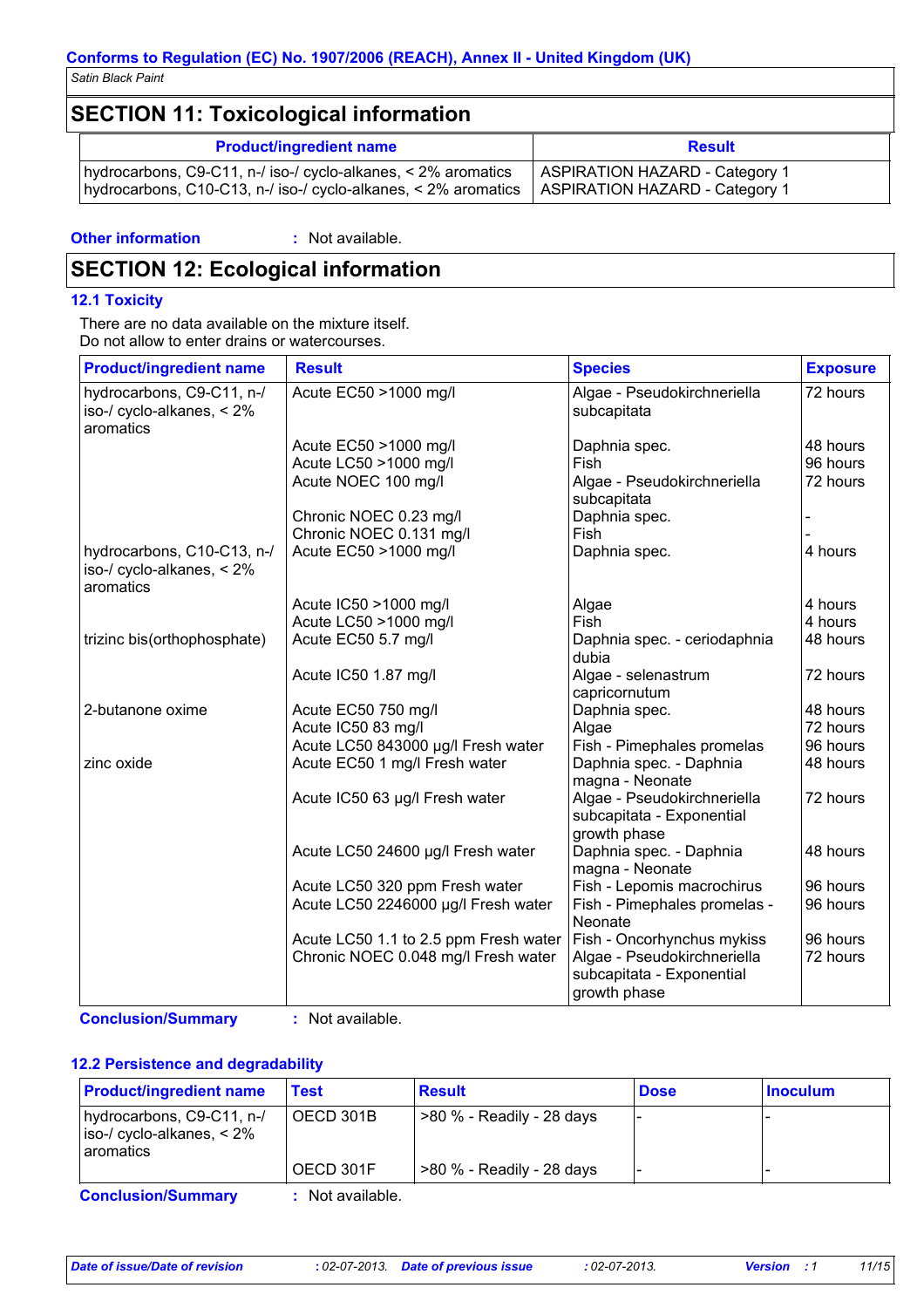## SECTION 11: Toxicological information

| Product/ingredient name | Result |
|---|---|
| hydrocarbons, C9-C11, n-/ iso-/ cyclo-alkanes, < 2% aromatics | ASPIRATION HAZARD - Category 1 |
| hydrocarbons, C10-C13, n-/ iso-/ cyclo-alkanes, < 2% aromatics | ASPIRATION HAZARD - Category 1 |

**Other information** : Not available.

## SECTION 12: Ecological information

### 12.1 Toxicity

There are no data available on the mixture itself.
Do not allow to enter drains or watercourses.

| Product/ingredient name | Result | Species | Exposure |
|---|---|---|---|
| hydrocarbons, C9-C11, n-/ iso-/ cyclo-alkanes, < 2% aromatics | Acute EC50 >1000 mg/l | Algae - Pseudokirchneriella subcapitata | 72 hours |
| | Acute EC50 >1000 mg/l | Daphnia spec. | 48 hours |
| | Acute LC50 >1000 mg/l | Fish | 96 hours |
| | Acute NOEC 100 mg/l | Algae - Pseudokirchneriella subcapitata | 72 hours |
| | Chronic NOEC 0.23 mg/l | Daphnia spec. | - |
| | Chronic NOEC 0.131 mg/l | Fish | - |
| hydrocarbons, C10-C13, n-/ iso-/ cyclo-alkanes, < 2% aromatics | Acute EC50 >1000 mg/l | Daphnia spec. | 4 hours |
| | Acute IC50 >1000 mg/l | Algae | 4 hours |
| | Acute LC50 >1000 mg/l | Fish | 4 hours |
| trizinc bis(orthophosphate) | Acute EC50 5.7 mg/l | Daphnia spec. - ceriodaphnia dubia | 48 hours |
| | Acute IC50 1.87 mg/l | Algae - selenastrum capricornutum | 72 hours |
| 2-butanone oxime | Acute EC50 750 mg/l | Daphnia spec. | 48 hours |
| | Acute IC50 83 mg/l | Algae | 72 hours |
| | Acute LC50 843000 µg/l Fresh water | Fish - Pimephales promelas | 96 hours |
| zinc oxide | Acute EC50 1 mg/l Fresh water | Daphnia spec. - Daphnia magna - Neonate | 48 hours |
| | Acute IC50 63 µg/l Fresh water | Algae - Pseudokirchneriella subcapitata - Exponential growth phase | 72 hours |
| | Acute LC50 24600 µg/l Fresh water | Daphnia spec. - Daphnia magna - Neonate | 48 hours |
| | Acute LC50 320 ppm Fresh water | Fish - Lepomis macrochirus | 96 hours |
| | Acute LC50 2246000 µg/l Fresh water | Fish - Pimephales promelas - Neonate | 96 hours |
| | Acute LC50 1.1 to 2.5 ppm Fresh water | Fish - Oncorhynchus mykiss | 96 hours |
| | Chronic NOEC 0.048 mg/l Fresh water | Algae - Pseudokirchneriella subcapitata - Exponential growth phase | 72 hours |

**Conclusion/Summary** : Not available.

### 12.2 Persistence and degradability

| Product/ingredient name | Test | Result | Dose | Inoculum |
|---|---|---|---|---|
| hydrocarbons, C9-C11, n-/ iso-/ cyclo-alkanes, < 2% aromatics | OECD 301B | >80 % - Readily - 28 days | - | - |
| | OECD 301F | >80 % - Readily - 28 days | - | - |

**Conclusion/Summary** : Not available.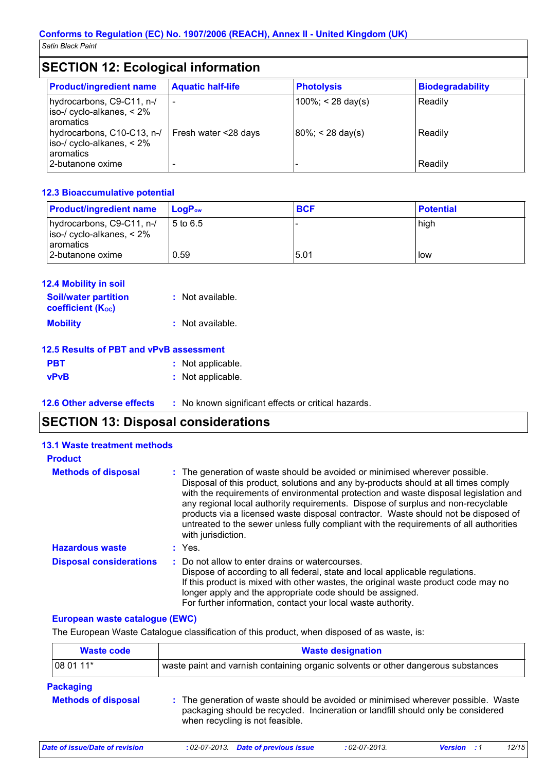## SECTION 12: Ecological information

| Product/ingredient name | Aquatic half-life | Photolysis | Biodegradability |
|---|---|---|---|
| hydrocarbons, C9-C11, n-/ iso-/ cyclo-alkanes, < 2% aromatics | - | 100%; < 28 day(s) | Readily |
| hydrocarbons, C10-C13, n-/ iso-/ cyclo-alkanes, < 2% aromatics | Fresh water <28 days | 80%; < 28 day(s) | Readily |
| 2-butanone oxime | - | - | Readily |

### 12.3 Bioaccumulative potential

| Product/ingredient name | $LogP_{ow}$ | BCF | Potential |
|---|---|---|---|
| hydrocarbons, C9-C11, n-/ iso-/ cyclo-alkanes, < 2% aromatics | 5 to 6.5 | - | high |
| 2-butanone oxime | 0.59 | 5.01 | low |

### 12.4 Mobility in soil

**Soil/water partition coefficient ($K_{OC}$)** : Not available.

**Mobility** : Not available.

### 12.5 Results of PBT and vPvB assessment

**PBT** : Not applicable.

**vPvB** : Not applicable.

### 12.6 Other adverse effects

: No known significant effects or critical hazards.

## SECTION 13: Disposal considerations

### 13.1 Waste treatment methods

**Product**

**Methods of disposal** : The generation of waste should be avoided or minimised wherever possible. Disposal of this product, solutions and any by-products should at all times comply with the requirements of environmental protection and waste disposal legislation and any regional local authority requirements. Dispose of surplus and non-recyclable products via a licensed waste disposal contractor. Waste should not be disposed of untreated to the sewer unless fully compliant with the requirements of all authorities with jurisdiction.

**Hazardous waste** : Yes.

**Disposal considerations** : Do not allow to enter drains or watercourses.
Dispose of according to all federal, state and local applicable regulations.
If this product is mixed with other wastes, the original waste product code may no longer apply and the appropriate code should be assigned.
For further information, contact your local waste authority.

**European waste catalogue (EWC)**

The European Waste Catalogue classification of this product, when disposed of as waste, is:

| Waste code | Waste designation |
|---|---|
| 08 01 11* | waste paint and varnish containing organic solvents or other dangerous substances |

**Packaging**

**Methods of disposal** : The generation of waste should be avoided or minimised wherever possible. Waste packaging should be recycled. Incineration or landfill should only be considered when recycling is not feasible.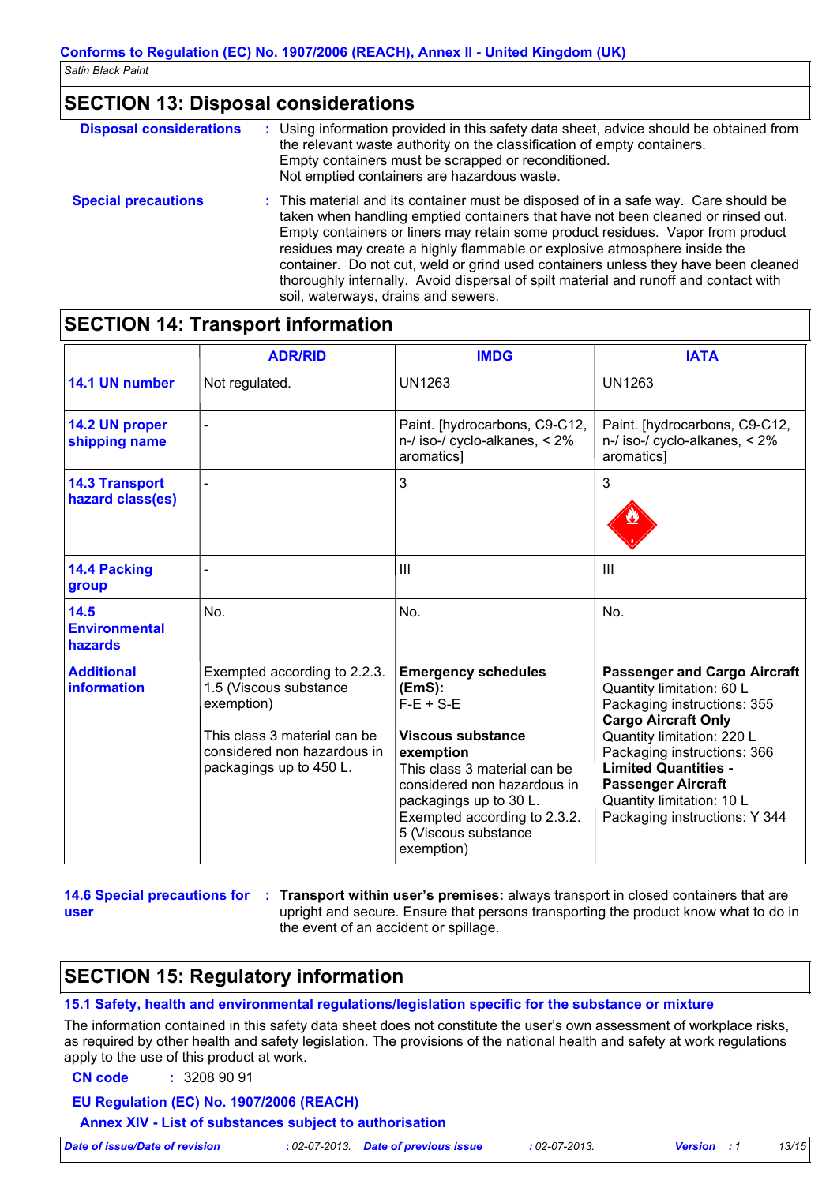## SECTION 13: Disposal considerations

**Disposal considerations** : Using information provided in this safety data sheet, advice should be obtained from the relevant waste authority on the classification of empty containers. Empty containers must be scrapped or reconditioned. Not emptied containers are hazardous waste.

**Special precautions** : This material and its container must be disposed of in a safe way. Care should be taken when handling emptied containers that have not been cleaned or rinsed out. Empty containers or liners may retain some product residues. Vapor from product residues may create a highly flammable or explosive atmosphere inside the container. Do not cut, weld or grind used containers unless they have been cleaned thoroughly internally. Avoid dispersal of spilt material and runoff and contact with soil, waterways, drains and sewers.

## SECTION 14: Transport information

| | ADR/RID | IMDG | IATA |
|---|---|---|---|
| **14.1 UN number** | Not regulated. | UN1263 | UN1263 |
| **14.2 UN proper shipping name** | - | Paint. [hydrocarbons, C9-C12, n-/ iso-/ cyclo-alkanes, < 2% aromatics] | Paint. [hydrocarbons, C9-C12, n-/ iso-/ cyclo-alkanes, < 2% aromatics] |
| **14.3 Transport hazard class(es)** | - | 3 | 3 |
| **14.4 Packing group** | - | III | III |
| **14.5 Environmental hazards** | No. | No. | No. |
| **Additional information** | Exempted according to 2.2.3. 1.5 (Viscous substance exemption)<br><br>This class 3 material can be considered non hazardous in packagings up to 450 L. | **Emergency schedules (EmS):** F-E + S-E<br><br>**Viscous substance exemption** This class 3 material can be considered non hazardous in packagings up to 30 L. Exempted according to 2.3.2. 5 (Viscous substance exemption) | **Passenger and Cargo Aircraft** Quantity limitation: 60 L Packaging instructions: 355 **Cargo Aircraft Only** Quantity limitation: 220 L Packaging instructions: 366 **Limited Quantities - Passenger Aircraft** Quantity limitation: 10 L Packaging instructions: Y 344 |

**14.6 Special precautions for user** : **Transport within user's premises:** always transport in closed containers that are upright and secure. Ensure that persons transporting the product know what to do in the event of an accident or spillage.

## SECTION 15: Regulatory information

### 15.1 Safety, health and environmental regulations/legislation specific for the substance or mixture

The information contained in this safety data sheet does not constitute the user's own assessment of workplace risks, as required by other health and safety legislation. The provisions of the national health and safety at work regulations apply to the use of this product at work.

**CN code** : 3208 90 91

**EU Regulation (EC) No. 1907/2006 (REACH)**

**Annex XIV - List of substances subject to authorisation**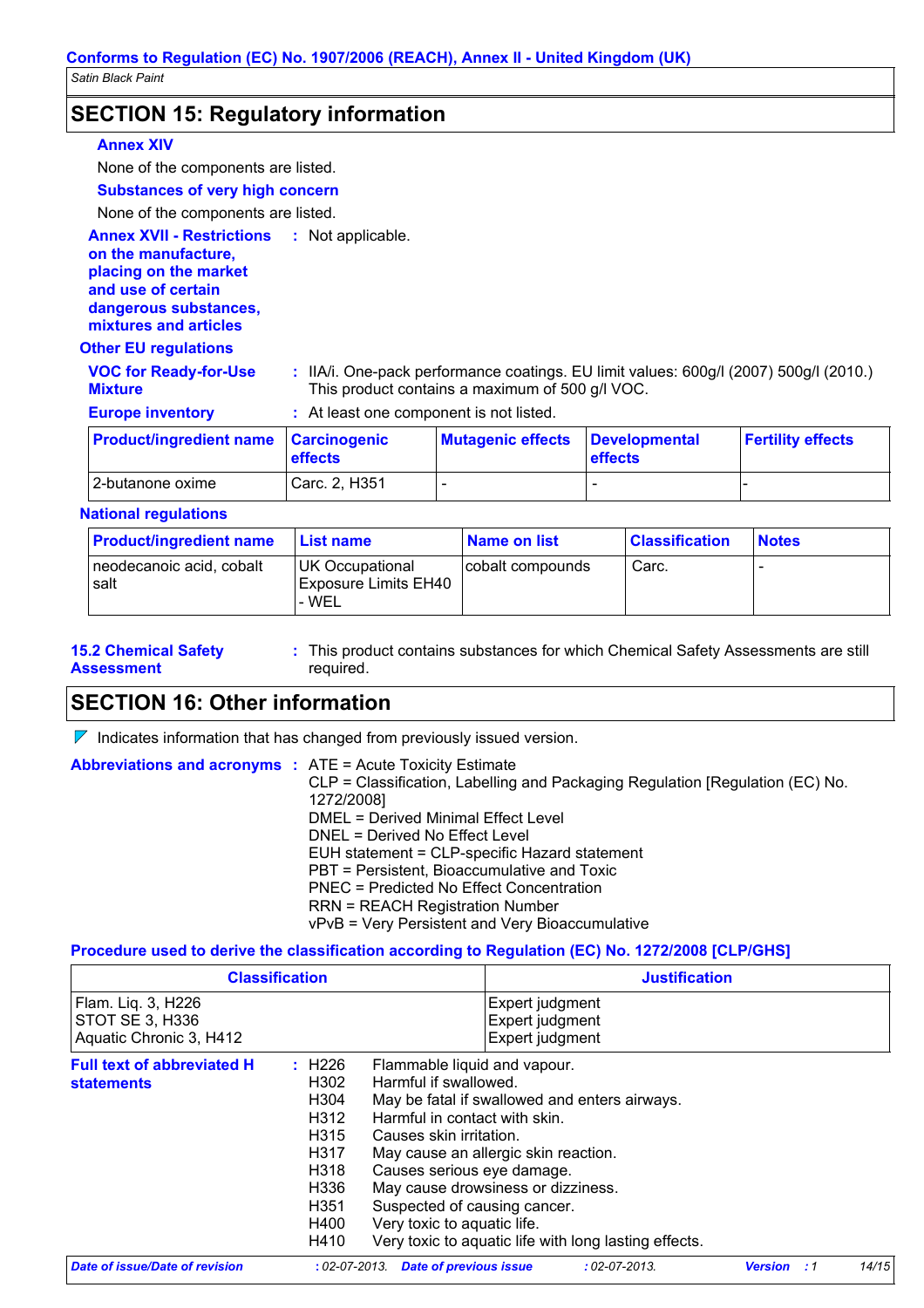## SECTION 15: Regulatory information

**Annex XIV**

None of the components are listed.

**Substances of very high concern**

None of the components are listed.

**Annex XVII - Restrictions on the manufacture, placing on the market and use of certain dangerous substances, mixtures and articles** : Not applicable.

**Other EU regulations**

**VOC for Ready-for-Use Mixture** : IIA/i. One-pack performance coatings. EU limit values: 600g/l (2007) 500g/l (2010.) This product contains a maximum of 500 g/l VOC.

**Europe inventory** : At least one component is not listed.

| Product/ingredient name | Carcinogenic effects | Mutagenic effects | Developmental effects | Fertility effects |
|---|---|---|---|---|
| 2-butanone oxime | Carc. 2, H351 | - | - | - |

**National regulations**

| Product/ingredient name | List name | Name on list | Classification | Notes |
|---|---|---|---|---|
| neodecanoic acid, cobalt salt | UK Occupational Exposure Limits EH40 - WEL | cobalt compounds | Carc. | - |

**15.2 Chemical Safety Assessment** : This product contains substances for which Chemical Safety Assessments are still required.

## SECTION 16: Other information

Indicates information that has changed from previously issued version.

**Abbreviations and acronyms** :
ATE = Acute Toxicity Estimate
CLP = Classification, Labelling and Packaging Regulation [Regulation (EC) No. 1272/2008]
DMEL = Derived Minimal Effect Level
DNEL = Derived No Effect Level
EUH statement = CLP-specific Hazard statement
PBT = Persistent, Bioaccumulative and Toxic
PNEC = Predicted No Effect Concentration
RRN = REACH Registration Number
vPvB = Very Persistent and Very Bioaccumulative

**Procedure used to derive the classification according to Regulation (EC) No. 1272/2008 [CLP/GHS]**

| Classification | Justification |
|---|---|
| Flam. Liq. 3, H226 | Expert judgment |
| STOT SE 3, H336 | Expert judgment |
| Aquatic Chronic 3, H412 | Expert judgment |

**Full text of abbreviated H statements** :

| | |
|---|---|
| H226 | Flammable liquid and vapour. |
| H302 | Harmful if swallowed. |
| H304 | May be fatal if swallowed and enters airways. |
| H312 | Harmful in contact with skin. |
| H315 | Causes skin irritation. |
| H317 | May cause an allergic skin reaction. |
| H318 | Causes serious eye damage. |
| H336 | May cause drowsiness or dizziness. |
| H351 | Suspected of causing cancer. |
| H400 | Very toxic to aquatic life. |
| H410 | Very toxic to aquatic life with long lasting effects. |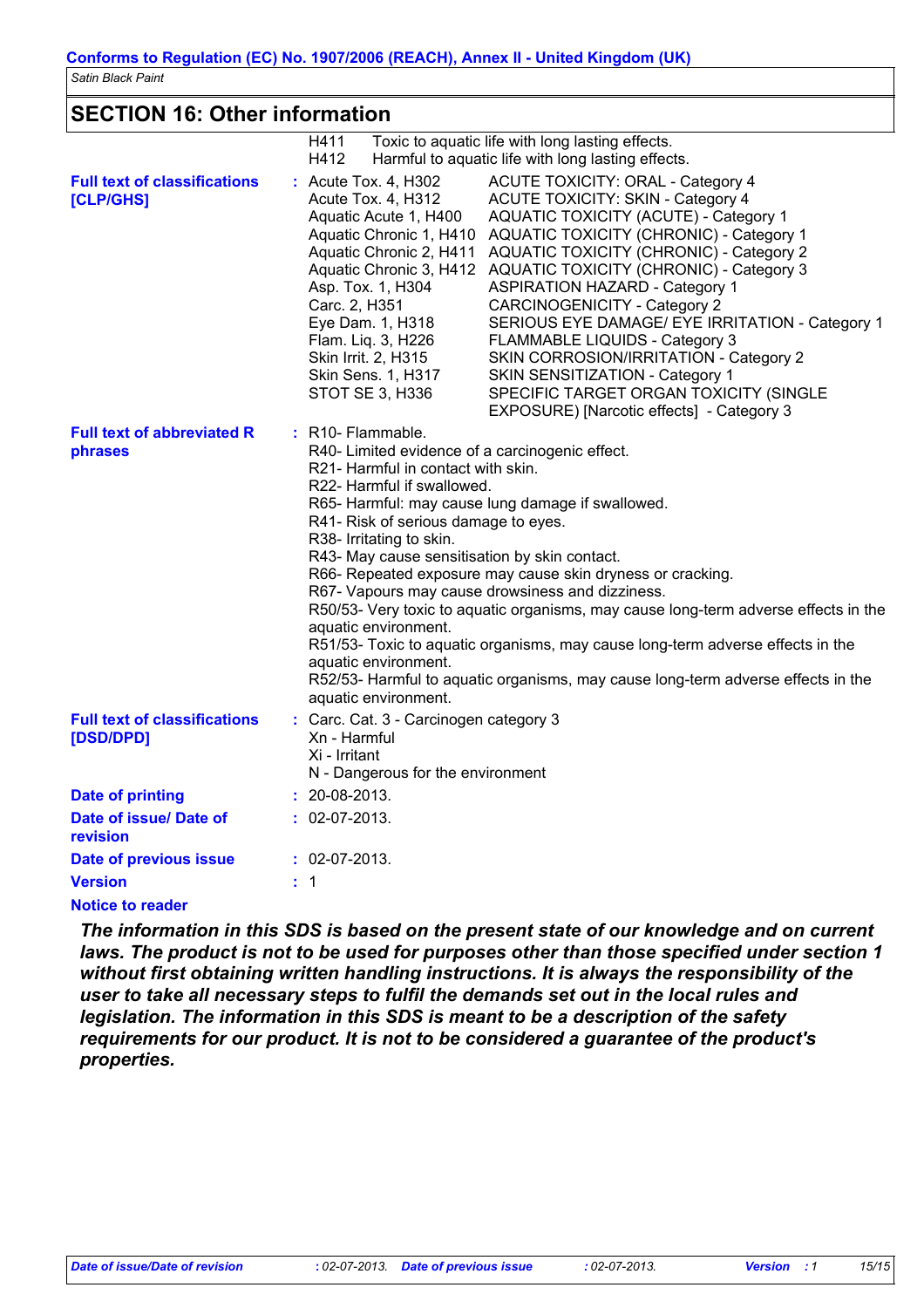## SECTION 16: Other information

| | | |
|---|---|---|
| | H411 | Toxic to aquatic life with long lasting effects. |
| | H412 | Harmful to aquatic life with long lasting effects. |
| **Full text of classifications [CLP/GHS]** | Acute Tox. 4, H302 | ACUTE TOXICITY: ORAL - Category 4 |
| | Acute Tox. 4, H312 | ACUTE TOXICITY: SKIN - Category 4 |
| | Aquatic Acute 1, H400 | AQUATIC TOXICITY (ACUTE) - Category 1 |
| | Aquatic Chronic 1, H410 | AQUATIC TOXICITY (CHRONIC) - Category 1 |
| | Aquatic Chronic 2, H411 | AQUATIC TOXICITY (CHRONIC) - Category 2 |
| | Aquatic Chronic 3, H412 | AQUATIC TOXICITY (CHRONIC) - Category 3 |
| | Asp. Tox. 1, H304 | ASPIRATION HAZARD - Category 1 |
| | Carc. 2, H351 | CARCINOGENICITY - Category 2 |
| | Eye Dam. 1, H318 | SERIOUS EYE DAMAGE/ EYE IRRITATION - Category 1 |
| | Flam. Liq. 3, H226 | FLAMMABLE LIQUIDS - Category 3 |
| | Skin Irrit. 2, H315 | SKIN CORROSION/IRRITATION - Category 2 |
| | Skin Sens. 1, H317 | SKIN SENSITIZATION - Category 1 |
| | STOT SE 3, H336 | SPECIFIC TARGET ORGAN TOXICITY (SINGLE EXPOSURE) [Narcotic effects] - Category 3 |

**Full text of abbreviated R phrases** : R10- Flammable.
R40- Limited evidence of a carcinogenic effect.
R21- Harmful in contact with skin.
R22- Harmful if swallowed.
R65- Harmful: may cause lung damage if swallowed.
R41- Risk of serious damage to eyes.
R38- Irritating to skin.
R43- May cause sensitisation by skin contact.
R66- Repeated exposure may cause skin dryness or cracking.
R67- Vapours may cause drowsiness and dizziness.
R50/53- Very toxic to aquatic organisms, may cause long-term adverse effects in the aquatic environment.
R51/53- Toxic to aquatic organisms, may cause long-term adverse effects in the aquatic environment.
R52/53- Harmful to aquatic organisms, may cause long-term adverse effects in the aquatic environment.

**Full text of classifications [DSD/DPD]** : Carc. Cat. 3 - Carcinogen category 3
Xn - Harmful
Xi - Irritant
N - Dangerous for the environment

**Date of printing** : 20-08-2013.

**Date of issue/ Date of revision** : 02-07-2013.

**Date of previous issue** : 02-07-2013.

**Version** : 1

**Notice to reader**

***The information in this SDS is based on the present state of our knowledge and on current laws. The product is not to be used for purposes other than those specified under section 1 without first obtaining written handling instructions. It is always the responsibility of the user to take all necessary steps to fulfil the demands set out in the local rules and legislation. The information in this SDS is meant to be a description of the safety requirements for our product. It is not to be considered a guarantee of the product's properties.***